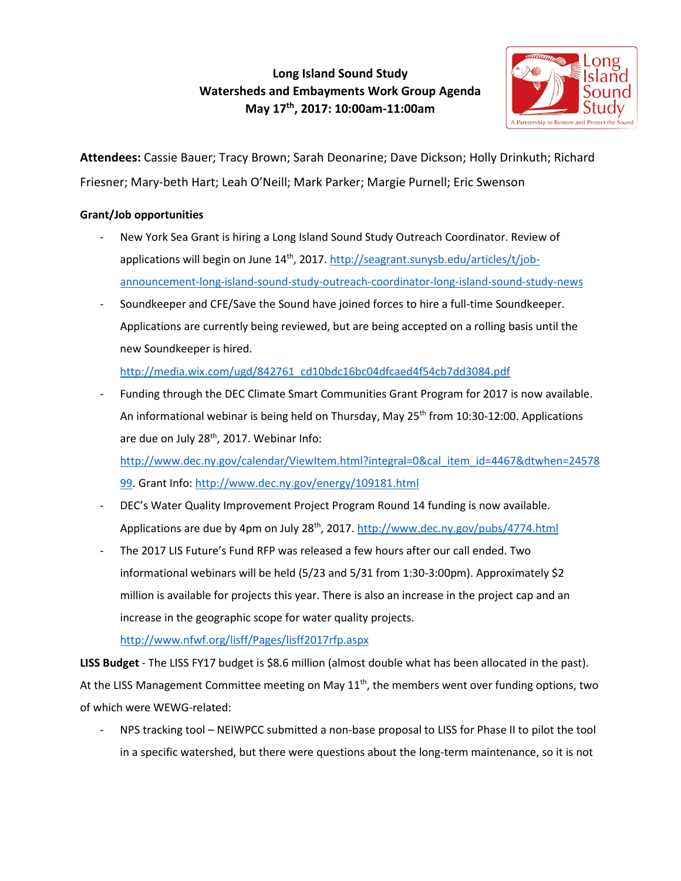# Long Island Sound Study
## Watersheds and Embayments Work Group Agenda
### May 17th, 2017: 10:00am-11:00am

**Attendees:** Cassie Bauer; Tracy Brown; Sarah Deonarine; Dave Dickson; Holly Drinkuth; Richard Friesner; Mary-beth Hart; Leah O'Neill; Mark Parker; Margie Purnell; Eric Swenson

**Grant/Job opportunities**

- New York Sea Grant is hiring a Long Island Sound Study Outreach Coordinator. Review of applications will begin on June 14th, 2017. http://seagrant.sunysb.edu/articles/t/job-announcement-long-island-sound-study-outreach-coordinator-long-island-sound-study-news
- Soundkeeper and CFE/Save the Sound have joined forces to hire a full-time Soundkeeper. Applications are currently being reviewed, but are being accepted on a rolling basis until the new Soundkeeper is hired. http://media.wix.com/ugd/842761_cd10bdc16bc04dfcaed4f54cb7dd3084.pdf
- Funding through the DEC Climate Smart Communities Grant Program for 2017 is now available. An informational webinar is being held on Thursday, May 25th from 10:30-12:00. Applications are due on July 28th, 2017. Webinar Info: http://www.dec.ny.gov/calendar/ViewItem.html?integral=0&cal_item_id=4467&dtwhen=2457899. Grant Info: http://www.dec.ny.gov/energy/109181.html
- DEC's Water Quality Improvement Project Program Round 14 funding is now available. Applications are due by 4pm on July 28th, 2017. http://www.dec.ny.gov/pubs/4774.html
- The 2017 LIS Future's Fund RFP was released a few hours after our call ended. Two informational webinars will be held (5/23 and 5/31 from 1:30-3:00pm). Approximately $2 million is available for projects this year. There is also an increase in the project cap and an increase in the geographic scope for water quality projects. http://www.nfwf.org/lisff/Pages/lisff2017rfp.aspx

**LISS Budget** - The LISS FY17 budget is $8.6 million (almost double what has been allocated in the past). At the LISS Management Committee meeting on May 11th, the members went over funding options, two of which were WEWG-related:

- NPS tracking tool – NEIWPCC submitted a non-base proposal to LISS for Phase II to pilot the tool in a specific watershed, but there were questions about the long-term maintenance, so it is not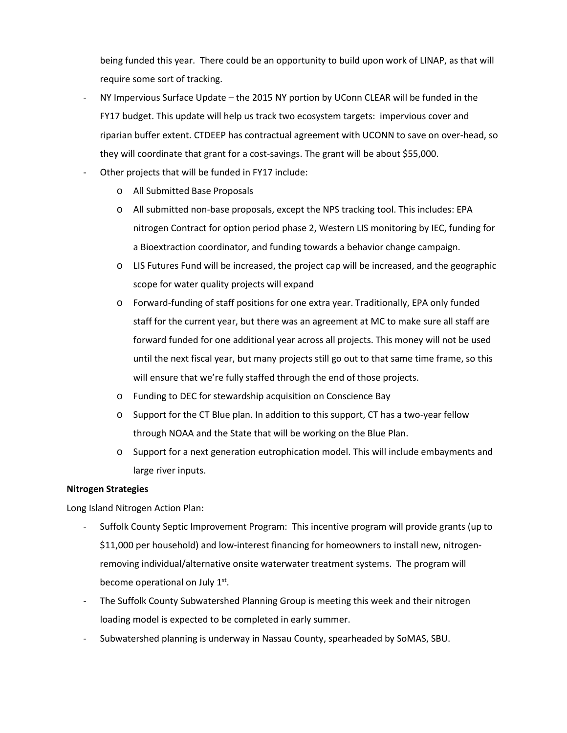being funded this year. There could be an opportunity to build upon work of LINAP, as that will require some sort of tracking.

- NY Impervious Surface Update – the 2015 NY portion by UConn CLEAR will be funded in the FY17 budget. This update will help us track two ecosystem targets: impervious cover and riparian buffer extent. CTDEEP has contractual agreement with UCONN to save on over-head, so they will coordinate that grant for a cost-savings. The grant will be about $55,000.
- Other projects that will be funded in FY17 include:
  - All Submitted Base Proposals
  - All submitted non-base proposals, except the NPS tracking tool. This includes: EPA nitrogen Contract for option period phase 2, Western LIS monitoring by IEC, funding for a Bioextraction coordinator, and funding towards a behavior change campaign.
  - LIS Futures Fund will be increased, the project cap will be increased, and the geographic scope for water quality projects will expand
  - Forward-funding of staff positions for one extra year. Traditionally, EPA only funded staff for the current year, but there was an agreement at MC to make sure all staff are forward funded for one additional year across all projects. This money will not be used until the next fiscal year, but many projects still go out to that same time frame, so this will ensure that we're fully staffed through the end of those projects.
  - Funding to DEC for stewardship acquisition on Conscience Bay
  - Support for the CT Blue plan. In addition to this support, CT has a two-year fellow through NOAA and the State that will be working on the Blue Plan.
  - Support for a next generation eutrophication model. This will include embayments and large river inputs.

**Nitrogen Strategies**

Long Island Nitrogen Action Plan:

- Suffolk County Septic Improvement Program: This incentive program will provide grants (up to $11,000 per household) and low-interest financing for homeowners to install new, nitrogen-removing individual/alternative onsite waterwater treatment systems. The program will become operational on July 1st.
- The Suffolk County Subwatershed Planning Group is meeting this week and their nitrogen loading model is expected to be completed in early summer.
- Subwatershed planning is underway in Nassau County, spearheaded by SoMAS, SBU.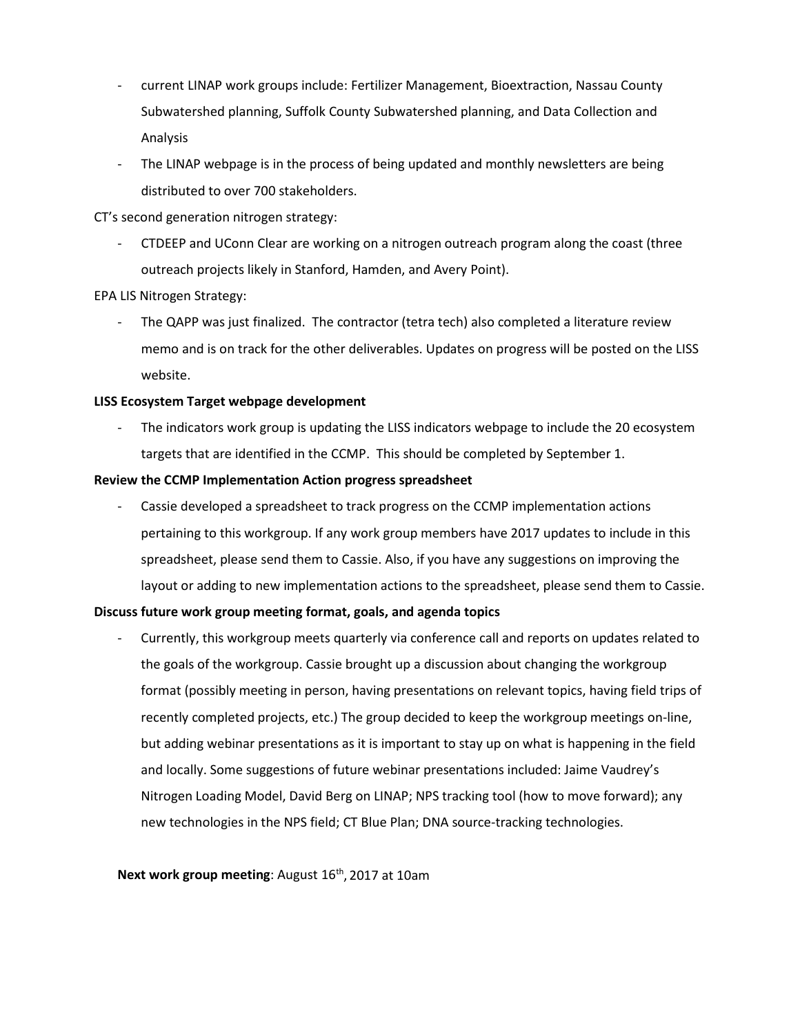- current LINAP work groups include: Fertilizer Management, Bioextraction, Nassau County Subwatershed planning, Suffolk County Subwatershed planning, and Data Collection and Analysis
- The LINAP webpage is in the process of being updated and monthly newsletters are being distributed to over 700 stakeholders.

CT's second generation nitrogen strategy:

- CTDEEP and UConn Clear are working on a nitrogen outreach program along the coast (three outreach projects likely in Stanford, Hamden, and Avery Point).

EPA LIS Nitrogen Strategy:

- The QAPP was just finalized. The contractor (tetra tech) also completed a literature review memo and is on track for the other deliverables. Updates on progress will be posted on the LISS website.

**LISS Ecosystem Target webpage development**

- The indicators work group is updating the LISS indicators webpage to include the 20 ecosystem targets that are identified in the CCMP. This should be completed by September 1.

**Review the CCMP Implementation Action progress spreadsheet**

- Cassie developed a spreadsheet to track progress on the CCMP implementation actions pertaining to this workgroup. If any work group members have 2017 updates to include in this spreadsheet, please send them to Cassie. Also, if you have any suggestions on improving the layout or adding to new implementation actions to the spreadsheet, please send them to Cassie.

**Discuss future work group meeting format, goals, and agenda topics**

- Currently, this workgroup meets quarterly via conference call and reports on updates related to the goals of the workgroup. Cassie brought up a discussion about changing the workgroup format (possibly meeting in person, having presentations on relevant topics, having field trips of recently completed projects, etc.) The group decided to keep the workgroup meetings on-line, but adding webinar presentations as it is important to stay up on what is happening in the field and locally. Some suggestions of future webinar presentations included: Jaime Vaudrey's Nitrogen Loading Model, David Berg on LINAP; NPS tracking tool (how to move forward); any new technologies in the NPS field; CT Blue Plan; DNA source-tracking technologies.

**Next work group meeting**: August 16th, 2017 at 10am